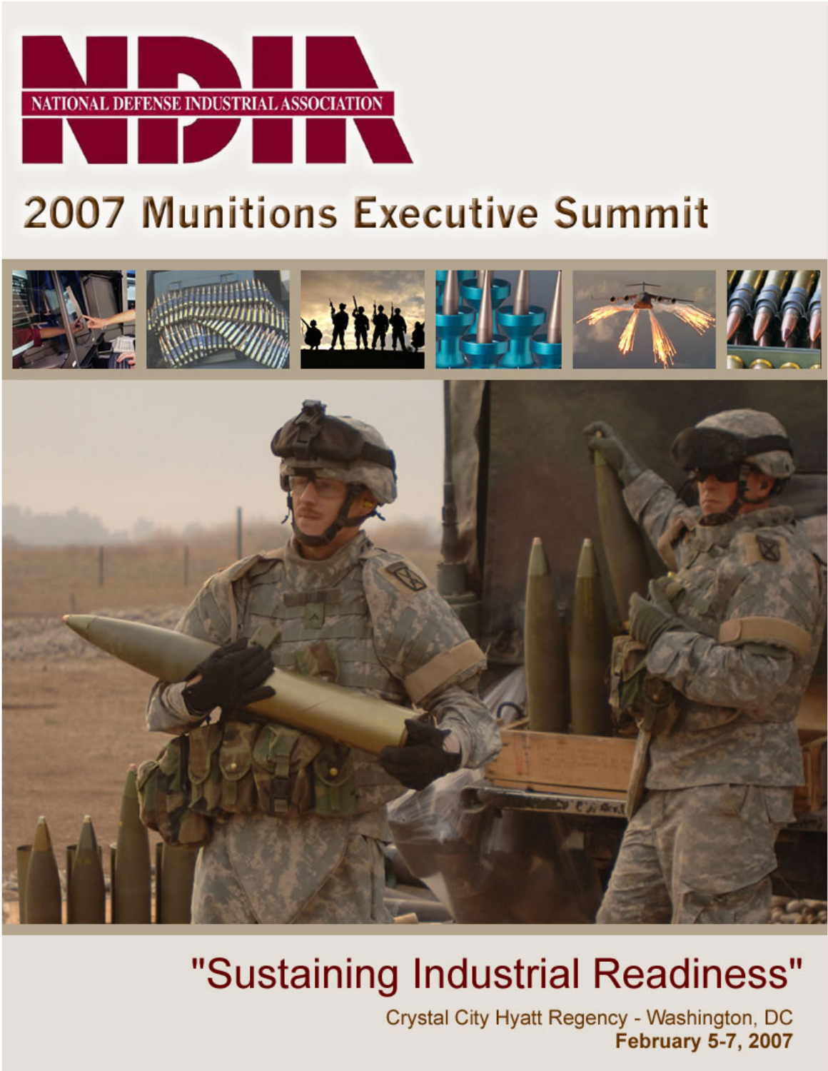# NDIA

NATIONAL DEFENSE INDUSTRIAL ASSOCIATION

## 2007 Munitions Executive Summit

"Sustaining Industrial Readiness"

Crystal City Hyatt Regency - Washington, DC

**February 5-7, 2007**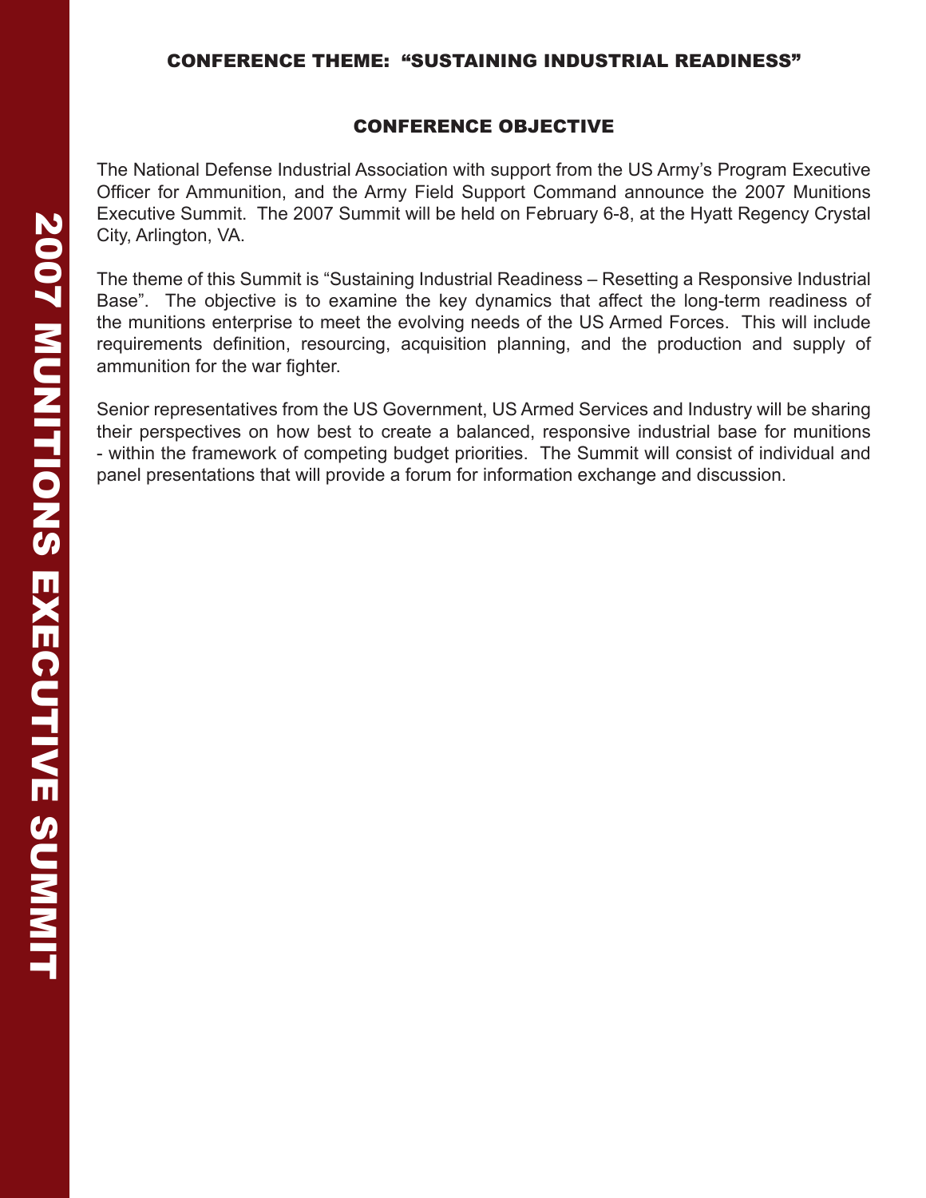## CONFERENCE THEME: "SUSTAINING INDUSTRIAL READINESS"

### CONFERENCE OBJECTIVE

The National Defense Industrial Association with support from the US Army's Program Executive Officer for Ammunition, and the Army Field Support Command announce the 2007 Munitions Executive Summit. The 2007 Summit will be held on February 6-8, at the Hyatt Regency Crystal City, Arlington, VA.

The theme of this Summit is "Sustaining Industrial Readiness – Resetting a Responsive Industrial Base". The objective is to examine the key dynamics that affect the long-term readiness of the munitions enterprise to meet the evolving needs of the US Armed Forces. This will include requirements definition, resourcing, acquisition planning, and the production and supply of ammunition for the war fighter.

Senior representatives from the US Government, US Armed Services and Industry will be sharing their perspectives on how best to create a balanced, responsive industrial base for munitions - within the framework of competing budget priorities. The Summit will consist of individual and panel presentations that will provide a forum for information exchange and discussion.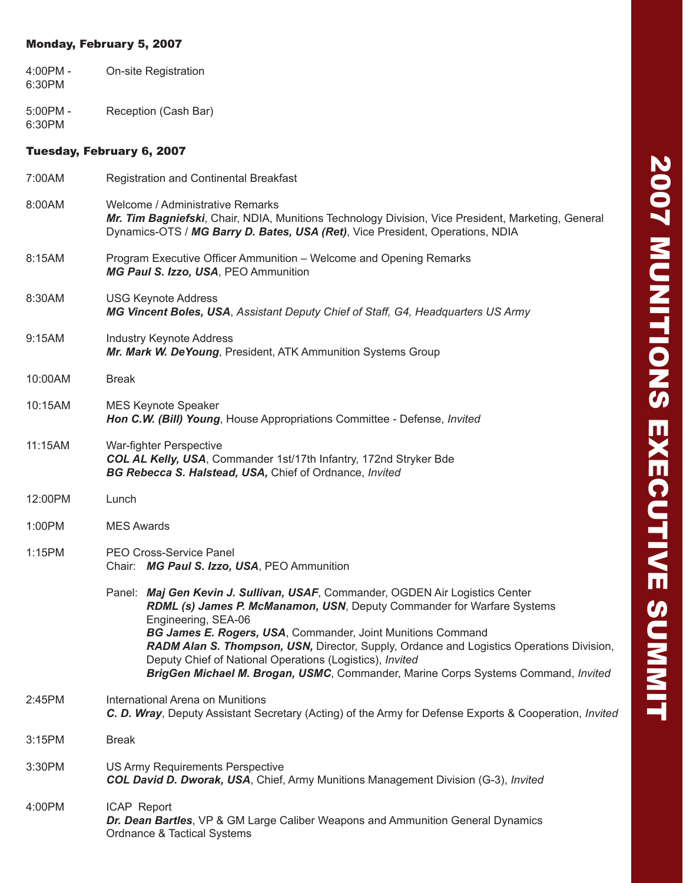### Monday, February 5, 2007

4:00PM - 6:30PM  On-site Registration

5:00PM - 6:30PM  Reception (Cash Bar)

### Tuesday, February 6, 2007

7:00AM  Registration and Continental Breakfast

8:00AM  Welcome / Administrative Remarks
***Mr. Tim Bagniefski***, Chair, NDIA, Munitions Technology Division, Vice President, Marketing, General Dynamics-OTS / ***MG Barry D. Bates, USA (Ret)***, Vice President, Operations, NDIA

8:15AM  Program Executive Officer Ammunition – Welcome and Opening Remarks
***MG Paul S. Izzo, USA***, PEO Ammunition

8:30AM  USG Keynote Address
***MG Vincent Boles, USA***, *Assistant Deputy Chief of Staff, G4, Headquarters US Army*

9:15AM  Industry Keynote Address
***Mr. Mark W. DeYoung***, President, ATK Ammunition Systems Group

10:00AM  Break

10:15AM  MES Keynote Speaker
***Hon C.W. (Bill) Young***, House Appropriations Committee - Defense, *Invited*

11:15AM  War-fighter Perspective
***COL AL Kelly, USA***, Commander 1st/17th Infantry, 172nd Stryker Bde
***BG Rebecca S. Halstead, USA,*** Chief of Ordnance, *Invited*

12:00PM  Lunch

1:00PM  MES Awards

1:15PM  PEO Cross-Service Panel
Chair: ***MG Paul S. Izzo, USA***, PEO Ammunition

Panel: ***Maj Gen Kevin J. Sullivan, USAF***, Commander, OGDEN Air Logistics Center
***RDML (s) James P. McManamon, USN***, Deputy Commander for Warfare Systems Engineering, SEA-06
***BG James E. Rogers, USA***, Commander, Joint Munitions Command
***RADM Alan S. Thompson, USN,*** Director, Supply, Ordance and Logistics Operations Division, Deputy Chief of National Operations (Logistics), *Invited*
***BrigGen Michael M. Brogan, USMC***, Commander, Marine Corps Systems Command, *Invited*

2:45PM  International Arena on Munitions
***C. D. Wray***, Deputy Assistant Secretary (Acting) of the Army for Defense Exports & Cooperation, *Invited*

3:15PM  Break

3:30PM  US Army Requirements Perspective
***COL David D. Dworak, USA***, Chief, Army Munitions Management Division (G-3), *Invited*

4:00PM  ICAP Report
***Dr. Dean Bartles***, VP & GM Large Caliber Weapons and Ammunition General Dynamics Ordnance & Tactical Systems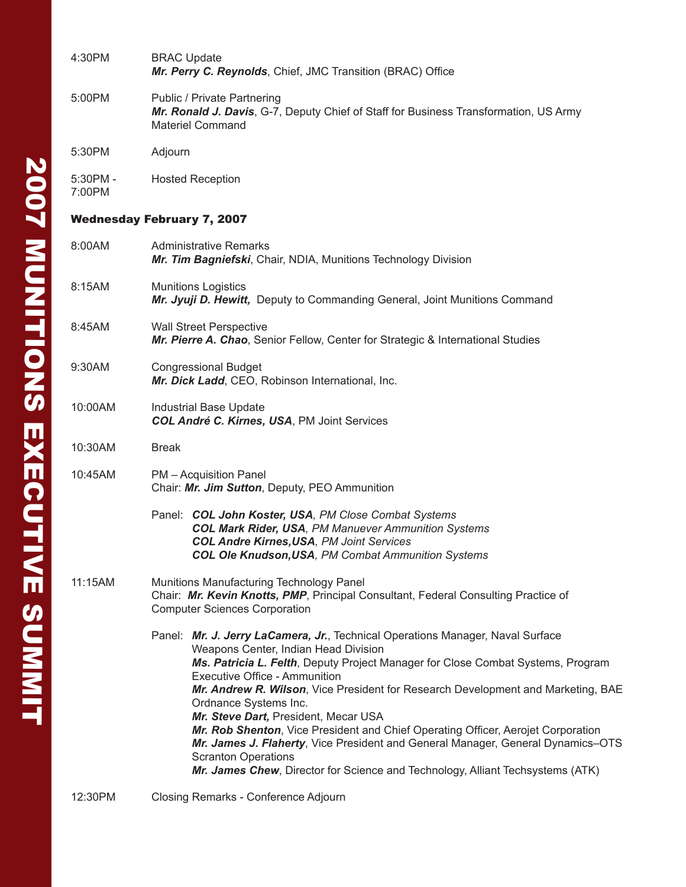4:30PM BRAC Update
***Mr. Perry C. Reynolds***, Chief, JMC Transition (BRAC) Office

5:00PM Public / Private Partnering
***Mr. Ronald J. Davis***, G-7, Deputy Chief of Staff for Business Transformation, US Army Materiel Command

5:30PM Adjourn

5:30PM - 7:00PM Hosted Reception

## Wednesday February 7, 2007

8:00AM Administrative Remarks
***Mr. Tim Bagniefski***, Chair, NDIA, Munitions Technology Division

8:15AM Munitions Logistics
***Mr. Jyuji D. Hewitt,*** Deputy to Commanding General, Joint Munitions Command

8:45AM Wall Street Perspective
***Mr. Pierre A. Chao***, Senior Fellow, Center for Strategic & International Studies

9:30AM Congressional Budget
***Mr. Dick Ladd***, CEO, Robinson International, Inc.

10:00AM Industrial Base Update
***COL André C. Kirnes, USA***, PM Joint Services

10:30AM Break

10:45AM PM – Acquisition Panel
Chair: ***Mr. Jim Sutton***, Deputy, PEO Ammunition

Panel:
- ***COL John Koster, USA****, PM Close Combat Systems*
- ***COL Mark Rider, USA****, PM Manuever Ammunition Systems*
- ***COL Andre Kirnes,USA****, PM Joint Services*
- ***COL Ole Knudson,USA****, PM Combat Ammunition Systems*

11:15AM Munitions Manufacturing Technology Panel
Chair: ***Mr. Kevin Knotts, PMP***, Principal Consultant, Federal Consulting Practice of Computer Sciences Corporation

Panel:
- ***Mr. J. Jerry LaCamera, Jr.***, Technical Operations Manager, Naval Surface Weapons Center, Indian Head Division
- ***Ms. Patricia L. Felth***, Deputy Project Manager for Close Combat Systems, Program Executive Office - Ammunition
- ***Mr. Andrew R. Wilson***, Vice President for Research Development and Marketing, BAE Ordnance Systems Inc.
- ***Mr. Steve Dart,*** President, Mecar USA
- ***Mr. Rob Shenton***, Vice President and Chief Operating Officer, Aerojet Corporation
- ***Mr. James J. Flaherty***, Vice President and General Manager, General Dynamics–OTS Scranton Operations
- ***Mr. James Chew***, Director for Science and Technology, Alliant Techsystems (ATK)

12:30PM Closing Remarks - Conference Adjourn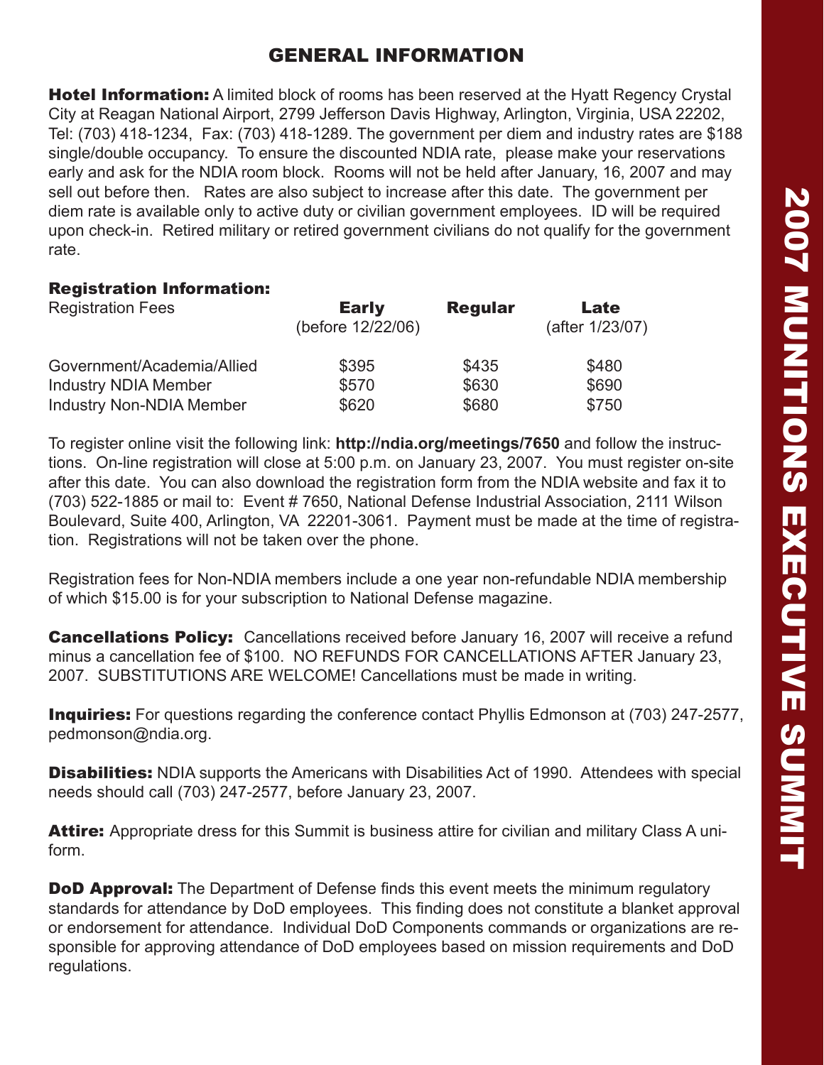# GENERAL INFORMATION

**Hotel Information:** A limited block of rooms has been reserved at the Hyatt Regency Crystal City at Reagan National Airport, 2799 Jefferson Davis Highway, Arlington, Virginia, USA 22202, Tel: (703) 418-1234, Fax: (703) 418-1289. The government per diem and industry rates are $188 single/double occupancy. To ensure the discounted NDIA rate, please make your reservations early and ask for the NDIA room block. Rooms will not be held after January, 16, 2007 and may sell out before then. Rates are also subject to increase after this date. The government per diem rate is available only to active duty or civilian government employees. ID will be required upon check-in. Retired military or retired government civilians do not qualify for the government rate.

**Registration Information:**

| Registration Fees | **Early** (before 12/22/06) | **Regular** | **Late** (after 1/23/07) |
|---|---|---|---|
| Government/Academia/Allied | $395 | $435 | $480 |
| Industry NDIA Member | $570 | $630 | $690 |
| Industry Non-NDIA Member | $620 | $680 | $750 |

To register online visit the following link: **http://ndia.org/meetings/7650** and follow the instructions. On-line registration will close at 5:00 p.m. on January 23, 2007. You must register on-site after this date. You can also download the registration form from the NDIA website and fax it to (703) 522-1885 or mail to: Event # 7650, National Defense Industrial Association, 2111 Wilson Boulevard, Suite 400, Arlington, VA 22201-3061. Payment must be made at the time of registration. Registrations will not be taken over the phone.

Registration fees for Non-NDIA members include a one year non-refundable NDIA membership of which $15.00 is for your subscription to National Defense magazine.

**Cancellations Policy:** Cancellations received before January 16, 2007 will receive a refund minus a cancellation fee of $100. NO REFUNDS FOR CANCELLATIONS AFTER January 23, 2007. SUBSTITUTIONS ARE WELCOME! Cancellations must be made in writing.

**Inquiries:** For questions regarding the conference contact Phyllis Edmonson at (703) 247-2577, pedmonson@ndia.org.

**Disabilities:** NDIA supports the Americans with Disabilities Act of 1990. Attendees with special needs should call (703) 247-2577, before January 23, 2007.

**Attire:** Appropriate dress for this Summit is business attire for civilian and military Class A uniform.

**DoD Approval:** The Department of Defense finds this event meets the minimum regulatory standards for attendance by DoD employees. This finding does not constitute a blanket approval or endorsement for attendance. Individual DoD Components commands or organizations are responsible for approving attendance of DoD employees based on mission requirements and DoD regulations.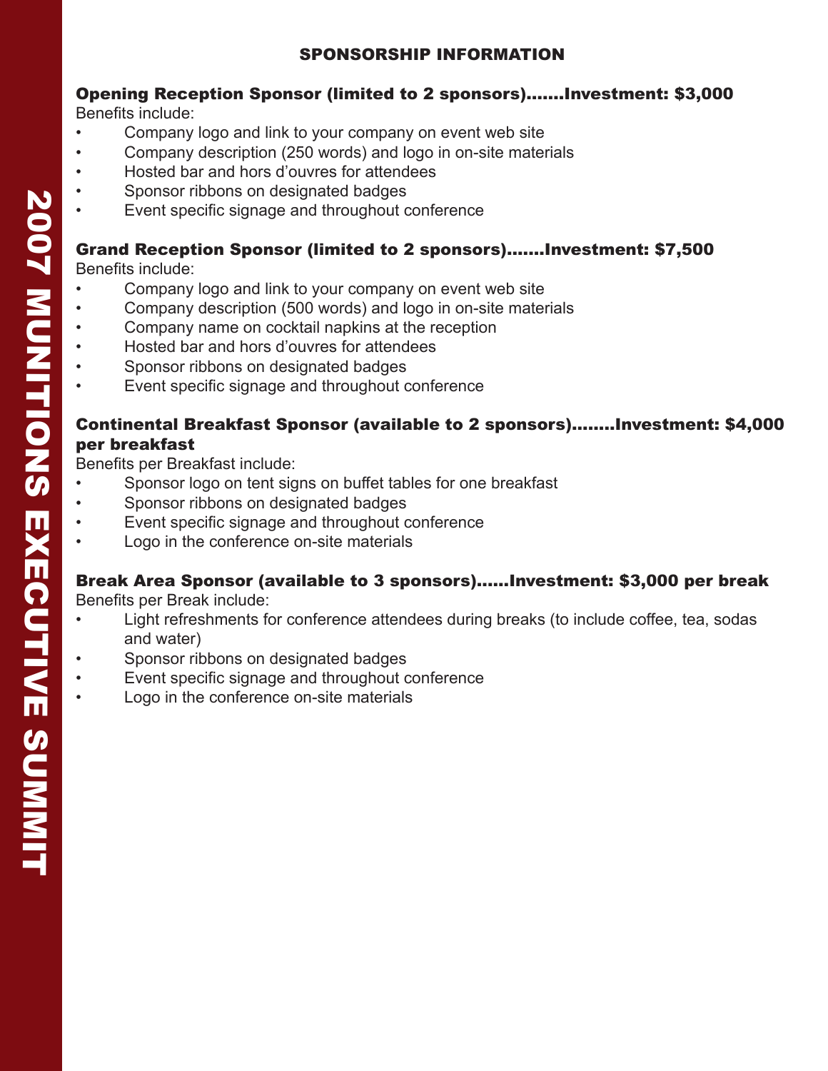## SPONSORSHIP INFORMATION

### Opening Reception Sponsor (limited to 2 sponsors).......Investment: $3,000

Benefits include:

- Company logo and link to your company on event web site
- Company description (250 words) and logo in on-site materials
- Hosted bar and hors d'ouvres for attendees
- Sponsor ribbons on designated badges
- Event specific signage and throughout conference

### Grand Reception Sponsor (limited to 2 sponsors).......Investment: $7,500

Benefits include:

- Company logo and link to your company on event web site
- Company description (500 words) and logo in on-site materials
- Company name on cocktail napkins at the reception
- Hosted bar and hors d'ouvres for attendees
- Sponsor ribbons on designated badges
- Event specific signage and throughout conference

### Continental Breakfast Sponsor (available to 2 sponsors)........Investment: $4,000 per breakfast

Benefits per Breakfast include:

- Sponsor logo on tent signs on buffet tables for one breakfast
- Sponsor ribbons on designated badges
- Event specific signage and throughout conference
- Logo in the conference on-site materials

### Break Area Sponsor (available to 3 sponsors)......Investment: $3,000 per break

Benefits per Break include:

- Light refreshments for conference attendees during breaks (to include coffee, tea, sodas and water)
- Sponsor ribbons on designated badges
- Event specific signage and throughout conference
- Logo in the conference on-site materials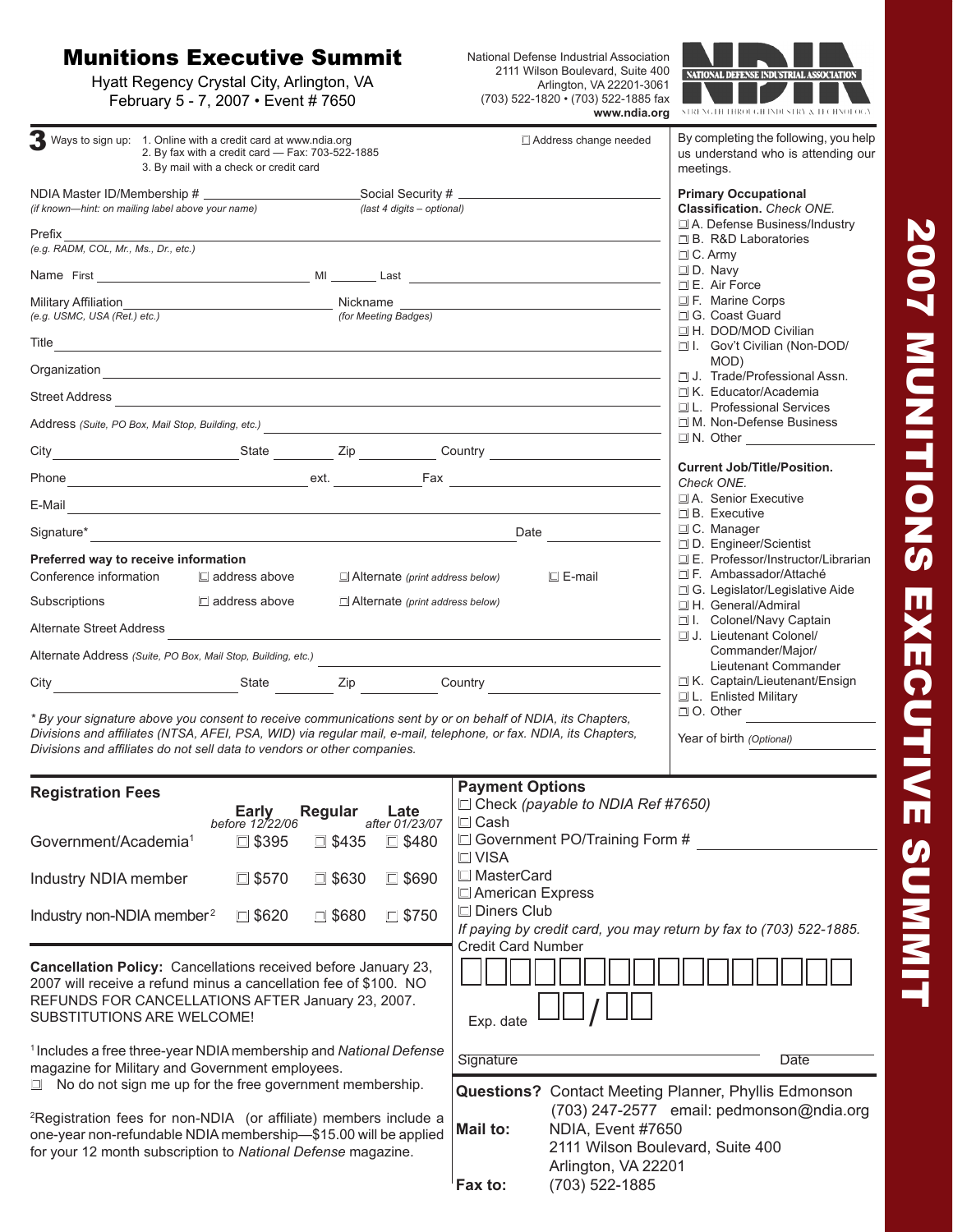# Munitions Executive Summit

Hyatt Regency Crystal City, Arlington, VA
February 5 - 7, 2007 • Event # 7650

National Defense Industrial Association
2111 Wilson Boulevard, Suite 400
Arlington, VA 22201-3061
(703) 522-1820 • (703) 522-1885 fax
**www.ndia.org**

NATIONAL DEFENSE INDUSTRIAL ASSOCIATION
STRENGTH THROUGH INDUSTRY & TECHNOLOGY

**2007 MUNITIONS EXECUTIVE SUMMIT**

**3** Ways to sign up:
1. Online with a credit card at www.ndia.org
2. By fax with a credit card — Fax: 703-522-1885
3. By mail with a check or credit card

☐ Address change needed

NDIA Master ID/Membership # ____________ Social Security # ____________
*(if known—hint: on mailing label above your name)* *(last 4 digits – optional)*

Prefix ____________
*(e.g. RADM, COL, Mr., Ms., Dr., etc.)*

Name First ____________ MI ______ Last ____________

Military Affiliation ____________ Nickname ____________
*(e.g. USMC, USA (Ret.) etc.)* *(for Meeting Badges)*

Title ____________

Organization ____________

Street Address ____________

Address *(Suite, PO Box, Mail Stop, Building, etc.)* ____________

City ____________ State ______ Zip ______ Country ____________

Phone ____________ ext. ______ Fax ____________

E-Mail ____________

Signature* ____________ Date ______

**Preferred way to receive information**

Conference information ☐ address above ☐ Alternate *(print address below)* ☐ E-mail

Subscriptions ☐ address above ☐ Alternate *(print address below)*

Alternate Street Address ____________

Alternate Address *(Suite, PO Box, Mail Stop, Building, etc.)* ____________

City ____________ State ______ Zip ______ Country ____________

*\* By your signature above you consent to receive communications sent by or on behalf of NDIA, its Chapters, Divisions and affiliates (NTSA, AFEI, PSA, WID) via regular mail, e-mail, telephone, or fax. NDIA, its Chapters, Divisions and affiliates do not sell data to vendors or other companies.*

By completing the following, you help us understand who is attending our meetings.

**Primary Occupational Classification.** *Check ONE.*

- ☐ A. Defense Business/Industry
- ☐ B. R&D Laboratories
- ☐ C. Army
- ☐ D. Navy
- ☐ E. Air Force
- ☐ F. Marine Corps
- ☐ G. Coast Guard
- ☐ H. DOD/MOD Civilian
- ☐ I. Gov't Civilian (Non-DOD/MOD)
- ☐ J. Trade/Professional Assn.
- ☐ K. Educator/Academia
- ☐ L. Professional Services
- ☐ M. Non-Defense Business
- ☐ N. Other ____________

**Current Job/Title/Position.** *Check ONE.*

- ☐ A. Senior Executive
- ☐ B. Executive
- ☐ C. Manager
- ☐ D. Engineer/Scientist
- ☐ E. Professor/Instructor/Librarian
- ☐ F. Ambassador/Attaché
- ☐ G. Legislator/Legislative Aide
- ☐ H. General/Admiral
- ☐ I. Colonel/Navy Captain
- ☐ J. Lieutenant Colonel/Commander/Major/Lieutenant Commander
- ☐ K. Captain/Lieutenant/Ensign
- ☐ L. Enlisted Military
- ☐ O. Other ____________

Year of birth *(Optional)* ____________

## Registration Fees

| | Early *before 12/22/06* | Regular | Late *after 01/23/07* |
|---|---|---|---|
| Government/Academia[1] | ☐ $395 | ☐ $435 | ☐ $480 |
| Industry NDIA member | ☐ $570 | ☐ $630 | ☐ $690 |
| Industry non-NDIA member[2] | ☐ $620 | ☐ $680 | ☐ $750 |

**Cancellation Policy:** Cancellations received before January 23, 2007 will receive a refund minus a cancellation fee of $100. NO REFUNDS FOR CANCELLATIONS AFTER January 23, 2007. SUBSTITUTIONS ARE WELCOME!

[1] Includes a free three-year NDIA membership and *National Defense* magazine for Military and Government employees.

☐ No do not sign me up for the free government membership.

[2] Registration fees for non-NDIA (or affiliate) members include a one-year non-refundable NDIA membership—$15.00 will be applied for your 12 month subscription to *National Defense* magazine.

## Payment Options

- ☐ Check *(payable to NDIA Ref #7650)*
- ☐ Cash
- ☐ Government PO/Training Form # ____________
- ☐ VISA
- ☐ MasterCard
- ☐ American Express
- ☐ Diners Club

*If paying by credit card, you may return by fax to (703) 522-1885.*

Credit Card Number ☐☐☐☐☐☐☐☐☐☐☐☐☐☐☐☐

Exp. date ☐☐ / ☐☐

Signature ____________ Date ______

**Questions?** Contact Meeting Planner, Phyllis Edmonson (703) 247-2577 email: pedmonson@ndia.org

**Mail to:** NDIA, Event #7650
2111 Wilson Boulevard, Suite 400
Arlington, VA 22201

**Fax to:** (703) 522-1885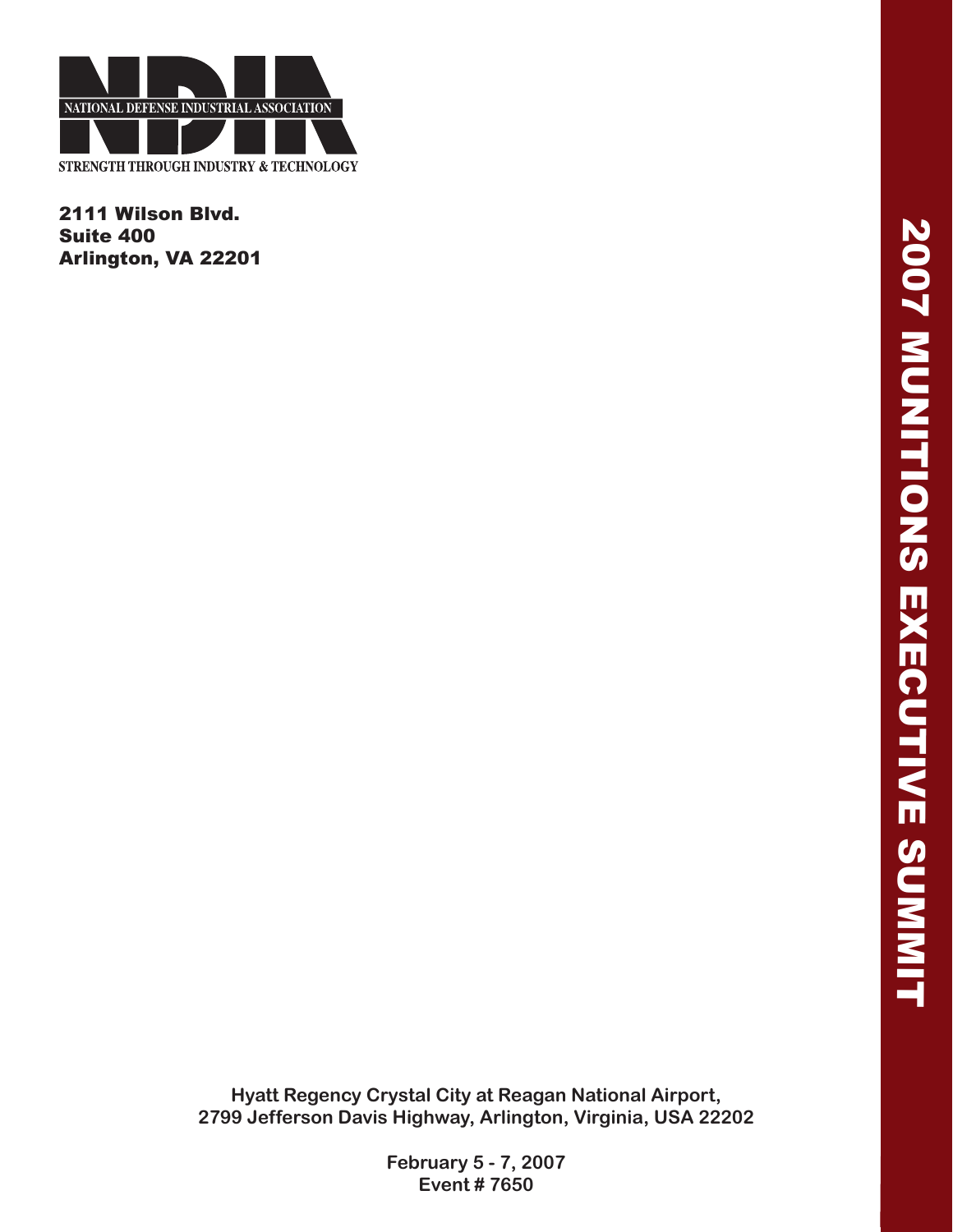NATIONAL DEFENSE INDUSTRIAL ASSOCIATION

STRENGTH THROUGH INDUSTRY & TECHNOLOGY

**2111 Wilson Blvd.**
**Suite 400**
**Arlington, VA 22201**

# 2007 MUNITIONS EXECUTIVE SUMMIT

**Hyatt Regency Crystal City at Reagan National Airport,**
**2799 Jefferson Davis Highway, Arlington, Virginia, USA 22202**

**February 5 - 7, 2007**
**Event # 7650**